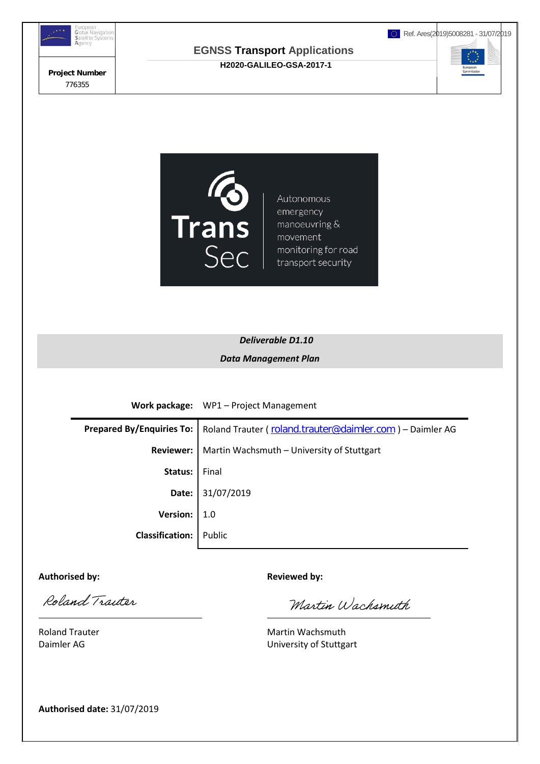European Global Navigation Satellite Systems Agency

Ref. Ares(2019)5008281 - 31/07/2019

**Project Number**
776355

**EGNSS Transport Applications**

**H2020-GALILEO-GSA-2017-1**

Trans Sec

Autonomous emergency manoeuvring & movement monitoring for road transport security

***Deliverable D1.10***

***Data Management Plan***

| | |
|---|---|
| **Work package:** | WP1 – Project Management |
| **Prepared By/Enquiries To:** | Roland Trauter ( roland.trauter@daimler.com ) – Daimler AG |
| **Reviewer:** | Martin Wachsmuth – University of Stuttgart |
| **Status:** | Final |
| **Date:** | 31/07/2019 |
| **Version:** | 1.0 |
| **Classification:** | Public |

**Authorised by:**

Roland Trauter
Daimler AG

**Reviewed by:**

Martin Wachsmuth
University of Stuttgart

**Authorised date:** 31/07/2019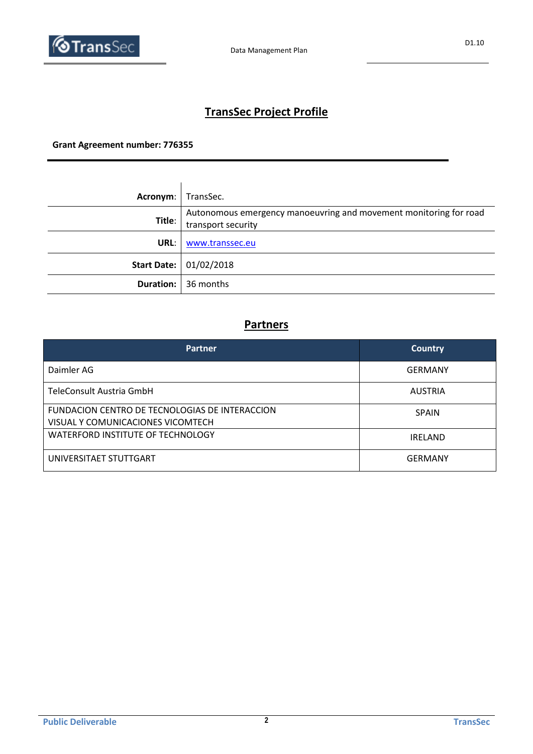# TransSec Project Profile

**Grant Agreement number: 776355**

| | |
|---|---|
| **Acronym**: | TransSec. |
| **Title**: | Autonomous emergency manoeuvring and movement monitoring for road transport security |
| **URL**: | www.transsec.eu |
| **Start Date:** | 01/02/2018 |
| **Duration:** | 36 months |

## Partners

| Partner | Country |
|---|---|
| Daimler AG | GERMANY |
| TeleConsult Austria GmbH | AUSTRIA |
| FUNDACION CENTRO DE TECNOLOGIAS DE INTERACCION VISUAL Y COMUNICACIONES VICOMTECH | SPAIN |
| WATERFORD INSTITUTE OF TECHNOLOGY | IRELAND |
| UNIVERSITAET STUTTGART | GERMANY |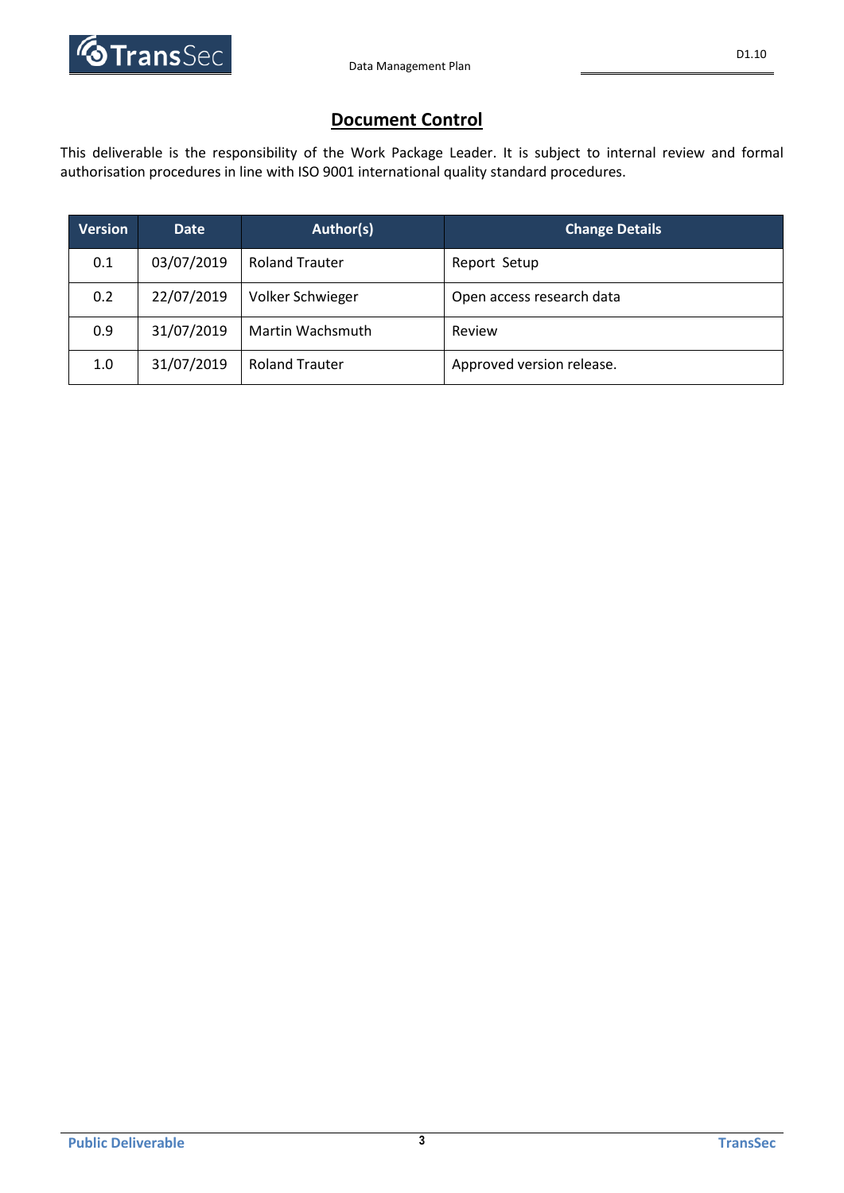## Document Control

This deliverable is the responsibility of the Work Package Leader. It is subject to internal review and formal authorisation procedures in line with ISO 9001 international quality standard procedures.

| Version | Date | Author(s) | Change Details |
|---|---|---|---|
| 0.1 | 03/07/2019 | Roland Trauter | Report Setup |
| 0.2 | 22/07/2019 | Volker Schwieger | Open access research data |
| 0.9 | 31/07/2019 | Martin Wachsmuth | Review |
| 1.0 | 31/07/2019 | Roland Trauter | Approved version release. |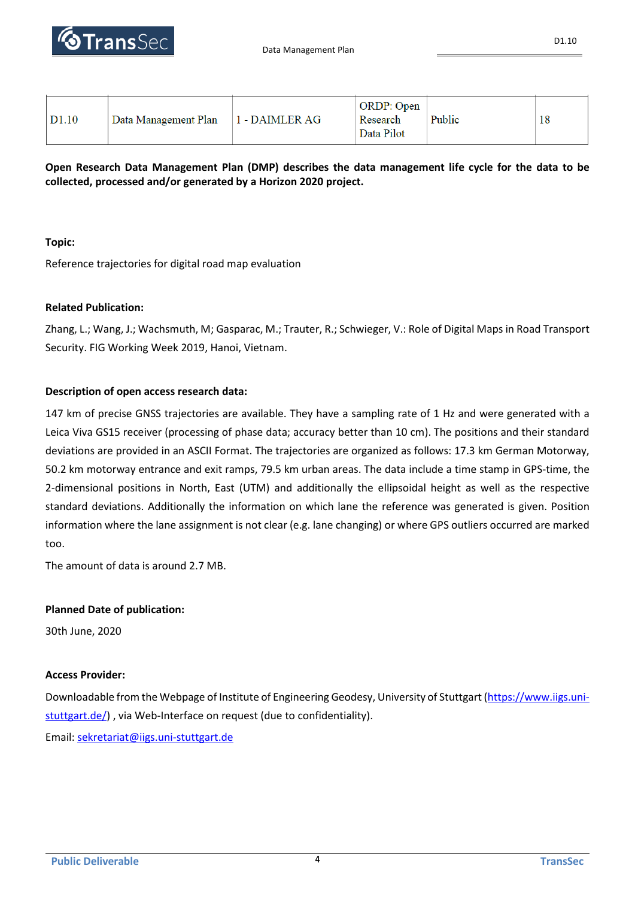| D1.10 | Data Management Plan | 1 - DAIMLER AG | ORDP: Open Research Data Pilot | Public | 18 |
|---|---|---|---|---|---|

**Open Research Data Management Plan (DMP) describes the data management life cycle for the data to be collected, processed and/or generated by a Horizon 2020 project.**

**Topic:**

Reference trajectories for digital road map evaluation

**Related Publication:**

Zhang, L.; Wang, J.; Wachsmuth, M; Gasparac, M.; Trauter, R.; Schwieger, V.: Role of Digital Maps in Road Transport Security. FIG Working Week 2019, Hanoi, Vietnam.

**Description of open access research data:**

147 km of precise GNSS trajectories are available. They have a sampling rate of 1 Hz and were generated with a Leica Viva GS15 receiver (processing of phase data; accuracy better than 10 cm). The positions and their standard deviations are provided in an ASCII Format. The trajectories are organized as follows: 17.3 km German Motorway, 50.2 km motorway entrance and exit ramps, 79.5 km urban areas. The data include a time stamp in GPS-time, the 2-dimensional positions in North, East (UTM) and additionally the ellipsoidal height as well as the respective standard deviations. Additionally the information on which lane the reference was generated is given. Position information where the lane assignment is not clear (e.g. lane changing) or where GPS outliers occurred are marked too.

The amount of data is around 2.7 MB.

**Planned Date of publication:**

30th June, 2020

**Access Provider:**

Downloadable from the Webpage of Institute of Engineering Geodesy, University of Stuttgart ([https://www.iigs.uni-stuttgart.de/](https://www.iigs.uni-stuttgart.de/)) , via Web-Interface on request (due to confidentiality).

Email: [sekretariat@iigs.uni-stuttgart.de](mailto:sekretariat@iigs.uni-stuttgart.de)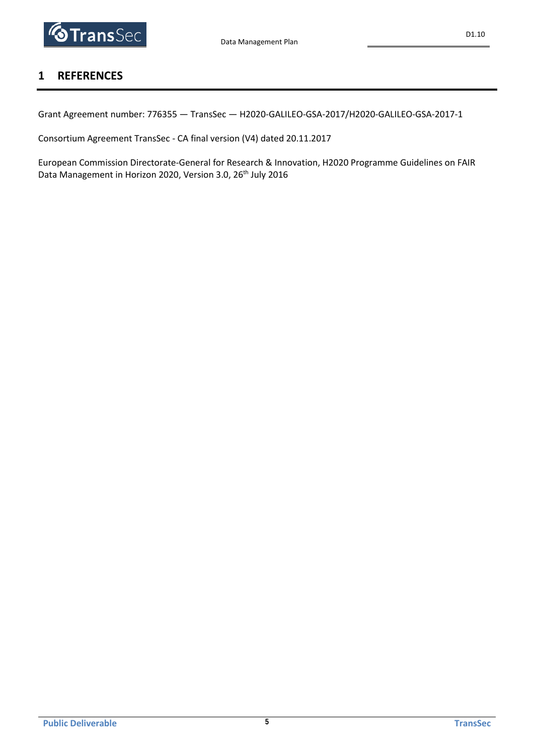# 1 REFERENCES

Grant Agreement number: 776355 — TransSec — H2020-GALILEO-GSA-2017/H2020-GALILEO-GSA-2017-1

Consortium Agreement TransSec - CA final version (V4) dated 20.11.2017

European Commission Directorate-General for Research & Innovation, H2020 Programme Guidelines on FAIR Data Management in Horizon 2020, Version 3.0, 26th July 2016